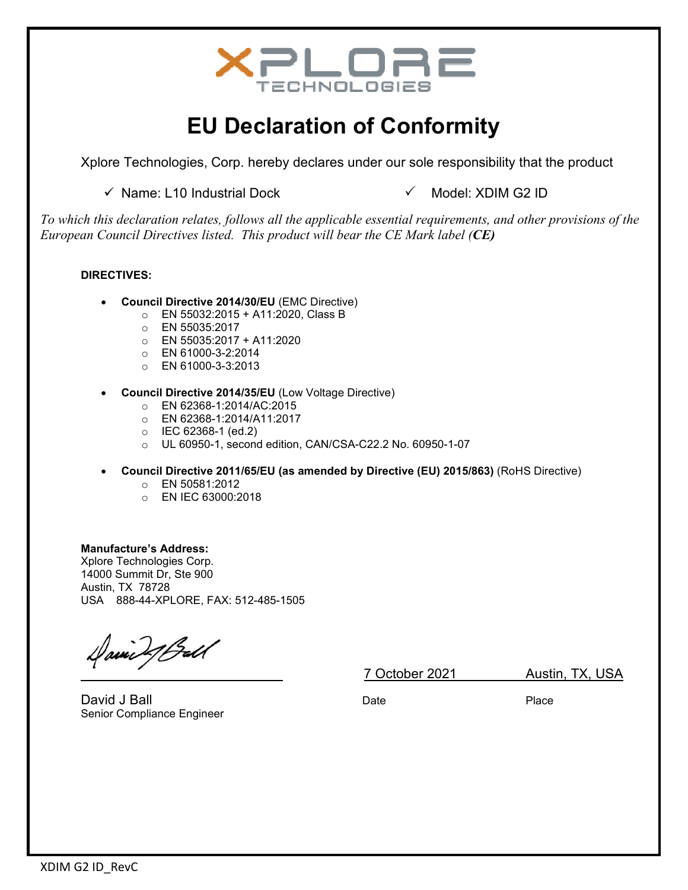XPLORE TECHNOLOGIES

# EU Declaration of Conformity

Xplore Technologies, Corp. hereby declares under our sole responsibility that the product

✓ Name: L10 Industrial Dock ✓ Model: XDIM G2 ID

*To which this declaration relates, follows all the applicable essential requirements, and other provisions of the European Council Directives listed. This product will bear the CE Mark label (**CE)***

**DIRECTIVES:**

- **Council Directive 2014/30/EU** (EMC Directive)
  - EN 55032:2015 + A11:2020, Class B
  - EN 55035:2017
  - EN 55035:2017 + A11:2020
  - EN 61000-3-2:2014
  - EN 61000-3-3:2013
- **Council Directive 2014/35/EU** (Low Voltage Directive)
  - EN 62368-1:2014/AC:2015
  - EN 62368-1:2014/A11:2017
  - IEC 62368-1 (ed.2)
  - UL 60950-1, second edition, CAN/CSA-C22.2 No. 60950-1-07
- **Council Directive 2011/65/EU (as amended by Directive (EU) 2015/863)** (RoHS Directive)
  - EN 50581:2012
  - EN IEC 63000:2018

**Manufacture's Address:**
Xplore Technologies Corp.
14000 Summit Dr, Ste 900
Austin, TX 78728
USA 888-44-XPLORE, FAX: 512-485-1505

David J Ball
Senior Compliance Engineer

7 October 2021 — Date

Austin, TX, USA — Place

XDIM G2 ID_RevC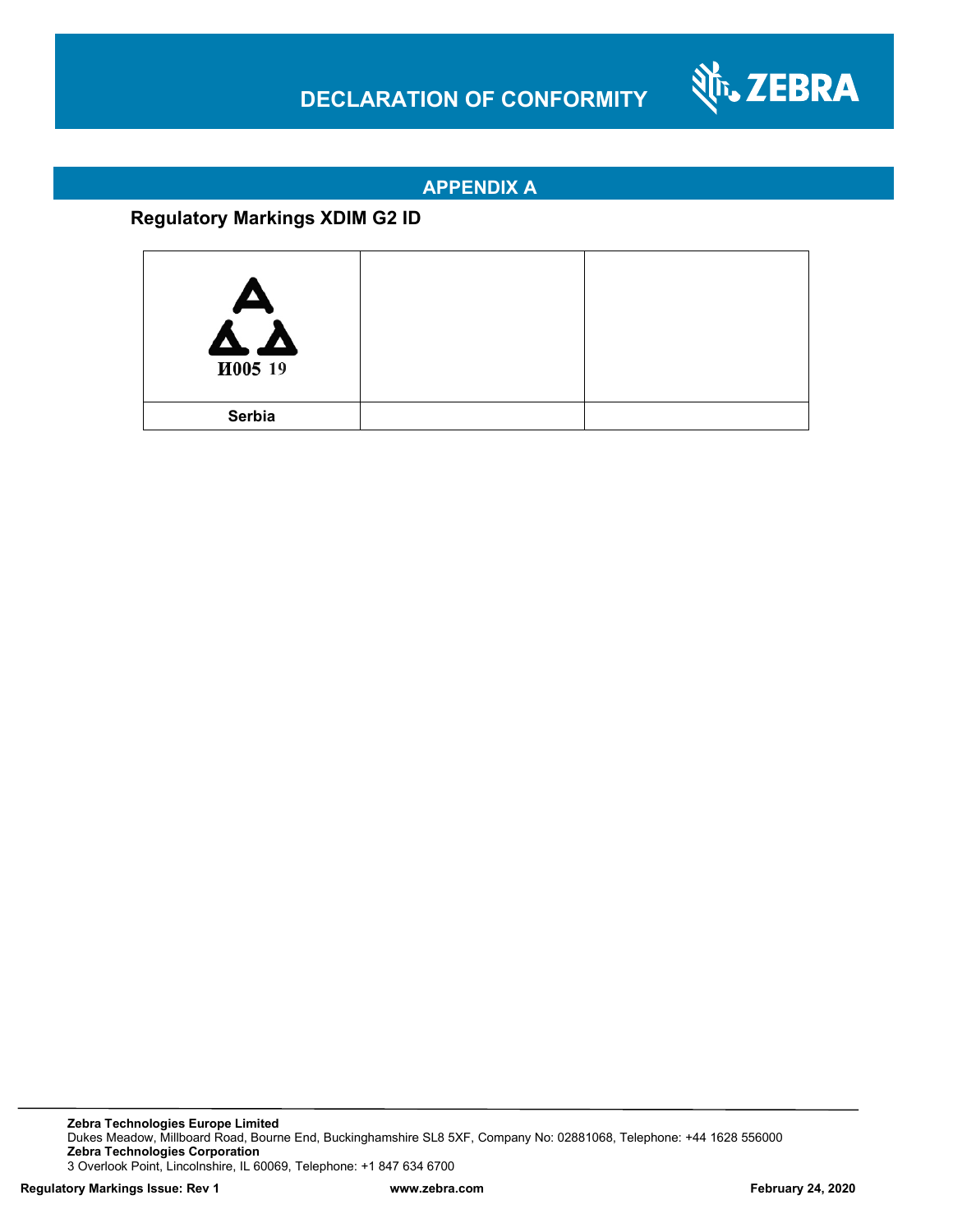## APPENDIX A

### Regulatory Markings XDIM G2 ID

| | | |
|---|---|---|
| И005 19 | | |
| **Serbia** | | |

**Zebra Technologies Europe Limited**
Dukes Meadow, Millboard Road, Bourne End, Buckinghamshire SL8 5XF, Company No: 02881068, Telephone: +44 1628 556000
**Zebra Technologies Corporation**
3 Overlook Point, Lincolnshire, IL 60069, Telephone: +1 847 634 6700

**Regulatory Markings Issue: Rev 1** **www.zebra.com** **February 24, 2020**